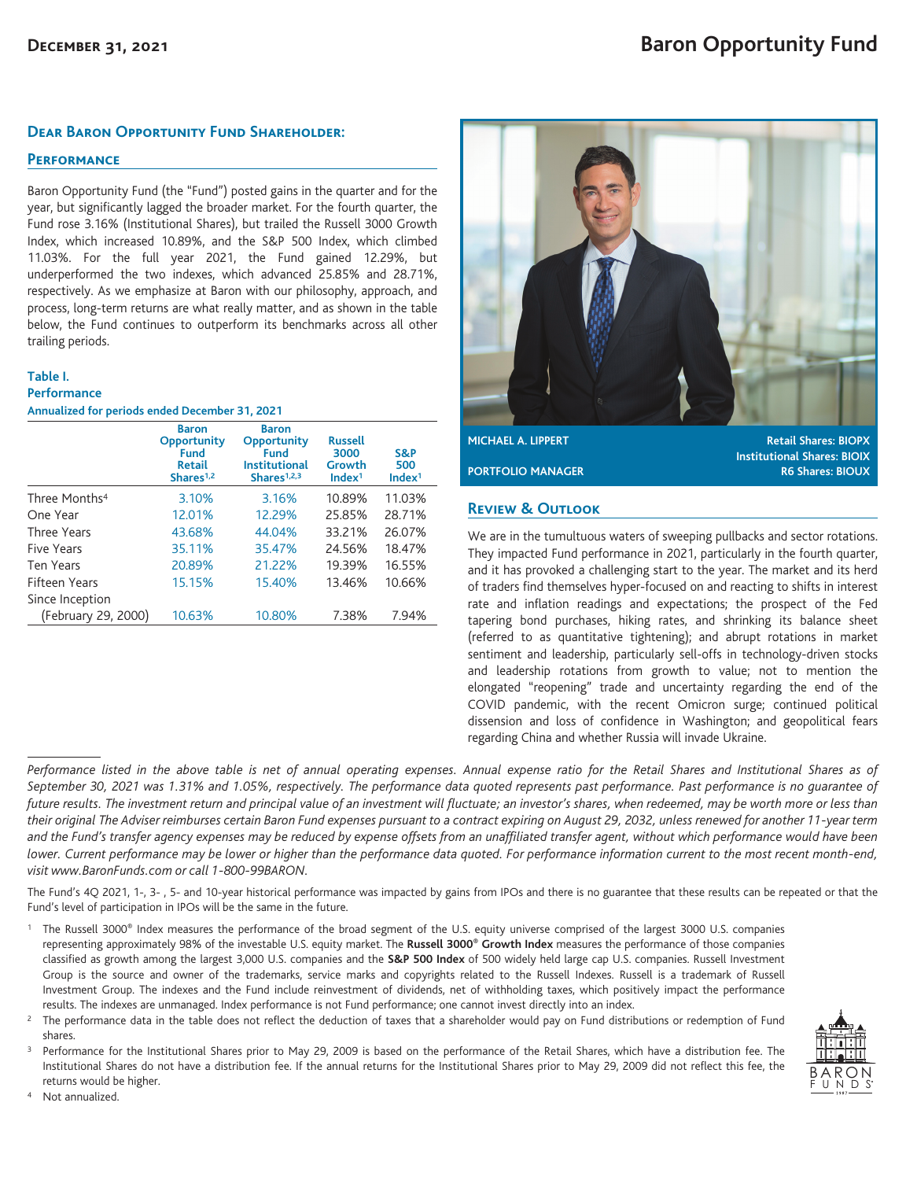December 31, 2021

# Baron Opportunity Fund

## Dear Baron Opportunity Fund Shareholder:

### Performance

Baron Opportunity Fund (the "Fund") posted gains in the quarter and for the year, but significantly lagged the broader market. For the fourth quarter, the Fund rose 3.16% (Institutional Shares), but trailed the Russell 3000 Growth Index, which increased 10.89%, and the S&P 500 Index, which climbed 11.03%. For the full year 2021, the Fund gained 12.29%, but underperformed the two indexes, which advanced 25.85% and 28.71%, respectively. As we emphasize at Baron with our philosophy, approach, and process, long-term returns are what really matter, and as shown in the table below, the Fund continues to outperform its benchmarks across all other trailing periods.

**Table I.**
**Performance**
**Annualized for periods ended December 31, 2021**

| | Baron Opportunity Fund Retail Shares[1,2] | Baron Opportunity Fund Institutional Shares[1,2,3] | Russell 3000 Growth Index[1] | S&P 500 Index[1] |
|---|---|---|---|---|
| Three Months[4] | 3.10% | 3.16% | 10.89% | 11.03% |
| One Year | 12.01% | 12.29% | 25.85% | 28.71% |
| Three Years | 43.68% | 44.04% | 33.21% | 26.07% |
| Five Years | 35.11% | 35.47% | 24.56% | 18.47% |
| Ten Years | 20.89% | 21.22% | 19.39% | 16.55% |
| Fifteen Years | 15.15% | 15.40% | 13.46% | 10.66% |
| Since Inception (February 29, 2000) | 10.63% | 10.80% | 7.38% | 7.94% |

**MICHAEL A. LIPPERT**
**PORTFOLIO MANAGER**

**Retail Shares: BIOPX**
**Institutional Shares: BIOIX**
**R6 Shares: BIOUX**

### Review & Outlook

We are in the tumultuous waters of sweeping pullbacks and sector rotations. They impacted Fund performance in 2021, particularly in the fourth quarter, and it has provoked a challenging start to the year. The market and its herd of traders find themselves hyper-focused on and reacting to shifts in interest rate and inflation readings and expectations; the prospect of the Fed tapering bond purchases, hiking rates, and shrinking its balance sheet (referred to as quantitative tightening); and abrupt rotations in market sentiment and leadership, particularly sell-offs in technology-driven stocks and leadership rotations from growth to value; not to mention the elongated "reopening" trade and uncertainty regarding the end of the COVID pandemic, with the recent Omicron surge; continued political dissension and loss of confidence in Washington; and geopolitical fears regarding China and whether Russia will invade Ukraine.

*Performance listed in the above table is net of annual operating expenses. Annual expense ratio for the Retail Shares and Institutional Shares as of September 30, 2021 was 1.31% and 1.05%, respectively. The performance data quoted represents past performance. Past performance is no guarantee of future results. The investment return and principal value of an investment will fluctuate; an investor's shares, when redeemed, may be worth more or less than their original The Adviser reimburses certain Baron Fund expenses pursuant to a contract expiring on August 29, 2032, unless renewed for another 11-year term and the Fund's transfer agency expenses may be reduced by expense offsets from an unaffiliated transfer agent, without which performance would have been lower. Current performance may be lower or higher than the performance data quoted. For performance information current to the most recent month-end, visit www.BaronFunds.com or call 1-800-99BARON.*

The Fund's 4Q 2021, 1-, 3- , 5- and 10-year historical performance was impacted by gains from IPOs and there is no guarantee that these results can be repeated or that the Fund's level of participation in IPOs will be the same in the future.

[1] The Russell 3000® Index measures the performance of the broad segment of the U.S. equity universe comprised of the largest 3000 U.S. companies representing approximately 98% of the investable U.S. equity market. The **Russell 3000® Growth Index** measures the performance of those companies classified as growth among the largest 3,000 U.S. companies and the **S&P 500 Index** of 500 widely held large cap U.S. companies. Russell Investment Group is the source and owner of the trademarks, service marks and copyrights related to the Russell Indexes. Russell is a trademark of Russell Investment Group. The indexes and the Fund include reinvestment of dividends, net of withholding taxes, which positively impact the performance results. The indexes are unmanaged. Index performance is not Fund performance; one cannot invest directly into an index.

[2] The performance data in the table does not reflect the deduction of taxes that a shareholder would pay on Fund distributions or redemption of Fund shares.

[3] Performance for the Institutional Shares prior to May 29, 2009 is based on the performance of the Retail Shares, which have a distribution fee. The Institutional Shares do not have a distribution fee. If the annual returns for the Institutional Shares prior to May 29, 2009 did not reflect this fee, the returns would be higher.

[4] Not annualized.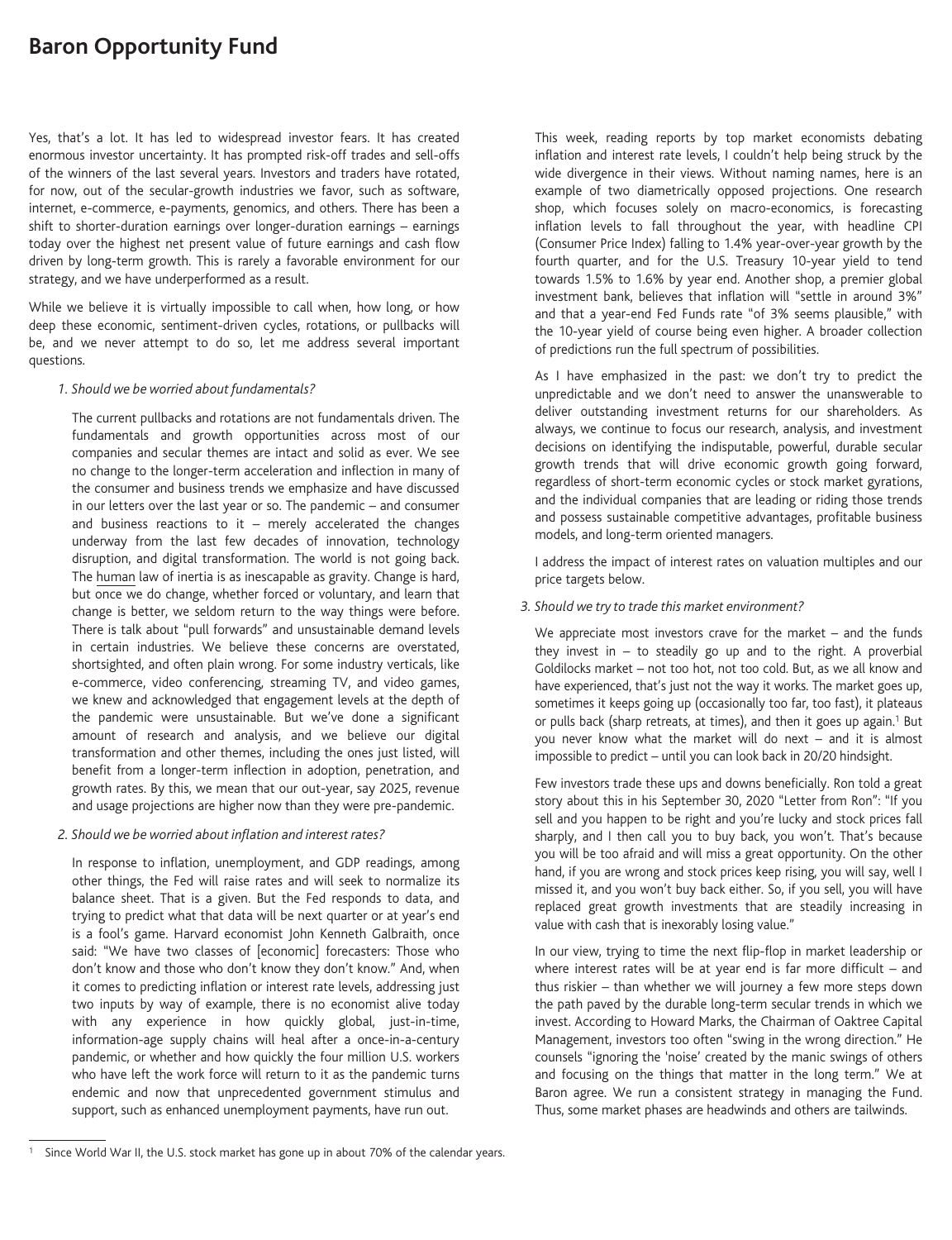Yes, that's a lot. It has led to widespread investor fears. It has created enormous investor uncertainty. It has prompted risk-off trades and sell-offs of the winners of the last several years. Investors and traders have rotated, for now, out of the secular-growth industries we favor, such as software, internet, e-commerce, e-payments, genomics, and others. There has been a shift to shorter-duration earnings over longer-duration earnings – earnings today over the highest net present value of future earnings and cash flow driven by long-term growth. This is rarely a favorable environment for our strategy, and we have underperformed as a result.

While we believe it is virtually impossible to call when, how long, or how deep these economic, sentiment-driven cycles, rotations, or pullbacks will be, and we never attempt to do so, let me address several important questions.

*1. Should we be worried about fundamentals?*

The current pullbacks and rotations are not fundamentals driven. The fundamentals and growth opportunities across most of our companies and secular themes are intact and solid as ever. We see no change to the longer-term acceleration and inflection in many of the consumer and business trends we emphasize and have discussed in our letters over the last year or so. The pandemic – and consumer and business reactions to it – merely accelerated the changes underway from the last few decades of innovation, technology disruption, and digital transformation. The world is not going back. The human law of inertia is as inescapable as gravity. Change is hard, but once we do change, whether forced or voluntary, and learn that change is better, we seldom return to the way things were before. There is talk about "pull forwards" and unsustainable demand levels in certain industries. We believe these concerns are overstated, shortsighted, and often plain wrong. For some industry verticals, like e-commerce, video conferencing, streaming TV, and video games, we knew and acknowledged that engagement levels at the depth of the pandemic were unsustainable. But we've done a significant amount of research and analysis, and we believe our digital transformation and other themes, including the ones just listed, will benefit from a longer-term inflection in adoption, penetration, and growth rates. By this, we mean that our out-year, say 2025, revenue and usage projections are higher now than they were pre-pandemic.

*2. Should we be worried about inflation and interest rates?*

In response to inflation, unemployment, and GDP readings, among other things, the Fed will raise rates and will seek to normalize its balance sheet. That is a given. But the Fed responds to data, and trying to predict what that data will be next quarter or at year's end is a fool's game. Harvard economist John Kenneth Galbraith, once said: "We have two classes of [economic] forecasters: Those who don't know and those who don't know they don't know." And, when it comes to predicting inflation or interest rate levels, addressing just two inputs by way of example, there is no economist alive today with any experience in how quickly global, just-in-time, information-age supply chains will heal after a once-in-a-century pandemic, or whether and how quickly the four million U.S. workers who have left the work force will return to it as the pandemic turns endemic and now that unprecedented government stimulus and support, such as enhanced unemployment payments, have run out.

This week, reading reports by top market economists debating inflation and interest rate levels, I couldn't help being struck by the wide divergence in their views. Without naming names, here is an example of two diametrically opposed projections. One research shop, which focuses solely on macro-economics, is forecasting inflation levels to fall throughout the year, with headline CPI (Consumer Price Index) falling to 1.4% year-over-year growth by the fourth quarter, and for the U.S. Treasury 10-year yield to tend towards 1.5% to 1.6% by year end. Another shop, a premier global investment bank, believes that inflation will "settle in around 3%" and that a year-end Fed Funds rate "of 3% seems plausible," with the 10-year yield of course being even higher. A broader collection of predictions run the full spectrum of possibilities.

As I have emphasized in the past: we don't try to predict the unpredictable and we don't need to answer the unanswerable to deliver outstanding investment returns for our shareholders. As always, we continue to focus our research, analysis, and investment decisions on identifying the indisputable, powerful, durable secular growth trends that will drive economic growth going forward, regardless of short-term economic cycles or stock market gyrations, and the individual companies that are leading or riding those trends and possess sustainable competitive advantages, profitable business models, and long-term oriented managers.

I address the impact of interest rates on valuation multiples and our price targets below.

*3. Should we try to trade this market environment?*

We appreciate most investors crave for the market – and the funds they invest in – to steadily go up and to the right. A proverbial Goldilocks market – not too hot, not too cold. But, as we all know and have experienced, that's just not the way it works. The market goes up, sometimes it keeps going up (occasionally too far, too fast), it plateaus or pulls back (sharp retreats, at times), and then it goes up again.[1] But you never know what the market will do next – and it is almost impossible to predict – until you can look back in 20/20 hindsight.

Few investors trade these ups and downs beneficially. Ron told a great story about this in his September 30, 2020 "Letter from Ron": "If you sell and you happen to be right and you're lucky and stock prices fall sharply, and I then call you to buy back, you won't. That's because you will be too afraid and will miss a great opportunity. On the other hand, if you are wrong and stock prices keep rising, you will say, well I missed it, and you won't buy back either. So, if you sell, you will have replaced great growth investments that are steadily increasing in value with cash that is inexorably losing value."

In our view, trying to time the next flip-flop in market leadership or where interest rates will be at year end is far more difficult – and thus riskier – than whether we will journey a few more steps down the path paved by the durable long-term secular trends in which we invest. According to Howard Marks, the Chairman of Oaktree Capital Management, investors too often "swing in the wrong direction." He counsels "ignoring the 'noise' created by the manic swings of others and focusing on the things that matter in the long term." We at Baron agree. We run a consistent strategy in managing the Fund. Thus, some market phases are headwinds and others are tailwinds.

[1] Since World War II, the U.S. stock market has gone up in about 70% of the calendar years.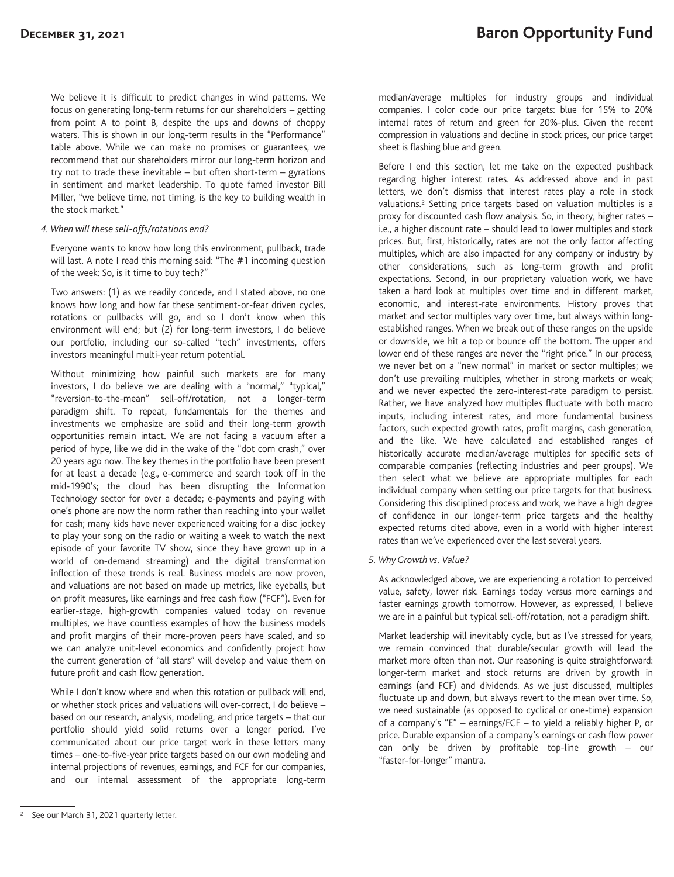We believe it is difficult to predict changes in wind patterns. We focus on generating long-term returns for our shareholders – getting from point A to point B, despite the ups and downs of choppy waters. This is shown in our long-term results in the "Performance" table above. While we can make no promises or guarantees, we recommend that our shareholders mirror our long-term horizon and try not to trade these inevitable – but often short-term – gyrations in sentiment and market leadership. To quote famed investor Bill Miller, "we believe time, not timing, is the key to building wealth in the stock market."

*4. When will these sell-offs/rotations end?*

Everyone wants to know how long this environment, pullback, trade will last. A note I read this morning said: "The #1 incoming question of the week: So, is it time to buy tech?"

Two answers: (1) as we readily concede, and I stated above, no one knows how long and how far these sentiment-or-fear driven cycles, rotations or pullbacks will go, and so I don't know when this environment will end; but (2) for long-term investors, I do believe our portfolio, including our so-called "tech" investments, offers investors meaningful multi-year return potential.

Without minimizing how painful such markets are for many investors, I do believe we are dealing with a "normal," "typical," "reversion-to-the-mean" sell-off/rotation, not a longer-term paradigm shift. To repeat, fundamentals for the themes and investments we emphasize are solid and their long-term growth opportunities remain intact. We are not facing a vacuum after a period of hype, like we did in the wake of the "dot com crash," over 20 years ago now. The key themes in the portfolio have been present for at least a decade (e.g., e-commerce and search took off in the mid-1990's; the cloud has been disrupting the Information Technology sector for over a decade; e-payments and paying with one's phone are now the norm rather than reaching into your wallet for cash; many kids have never experienced waiting for a disc jockey to play your song on the radio or waiting a week to watch the next episode of your favorite TV show, since they have grown up in a world of on-demand streaming) and the digital transformation inflection of these trends is real. Business models are now proven, and valuations are not based on made up metrics, like eyeballs, but on profit measures, like earnings and free cash flow ("FCF"). Even for earlier-stage, high-growth companies valued today on revenue multiples, we have countless examples of how the business models and profit margins of their more-proven peers have scaled, and so we can analyze unit-level economics and confidently project how the current generation of "all stars" will develop and value them on future profit and cash flow generation.

While I don't know where and when this rotation or pullback will end, or whether stock prices and valuations will over-correct, I do believe – based on our research, analysis, modeling, and price targets – that our portfolio should yield solid returns over a longer period. I've communicated about our price target work in these letters many times – one-to-five-year price targets based on our own modeling and internal projections of revenues, earnings, and FCF for our companies, and our internal assessment of the appropriate long-term median/average multiples for industry groups and individual companies. I color code our price targets: blue for 15% to 20% internal rates of return and green for 20%-plus. Given the recent compression in valuations and decline in stock prices, our price target sheet is flashing blue and green.

Before I end this section, let me take on the expected pushback regarding higher interest rates. As addressed above and in past letters, we don't dismiss that interest rates play a role in stock valuations.[2] Setting price targets based on valuation multiples is a proxy for discounted cash flow analysis. So, in theory, higher rates – i.e., a higher discount rate – should lead to lower multiples and stock prices. But, first, historically, rates are not the only factor affecting multiples, which are also impacted for any company or industry by other considerations, such as long-term growth and profit expectations. Second, in our proprietary valuation work, we have taken a hard look at multiples over time and in different market, economic, and interest-rate environments. History proves that market and sector multiples vary over time, but always within long-established ranges. When we break out of these ranges on the upside or downside, we hit a top or bounce off the bottom. The upper and lower end of these ranges are never the "right price." In our process, we never bet on a "new normal" in market or sector multiples; we don't use prevailing multiples, whether in strong markets or weak; and we never expected the zero-interest-rate paradigm to persist. Rather, we have analyzed how multiples fluctuate with both macro inputs, including interest rates, and more fundamental business factors, such expected growth rates, profit margins, cash generation, and the like. We have calculated and established ranges of historically accurate median/average multiples for specific sets of comparable companies (reflecting industries and peer groups). We then select what we believe are appropriate multiples for each individual company when setting our price targets for that business. Considering this disciplined process and work, we have a high degree of confidence in our longer-term price targets and the healthy expected returns cited above, even in a world with higher interest rates than we've experienced over the last several years.

*5. Why Growth vs. Value?*

As acknowledged above, we are experiencing a rotation to perceived value, safety, lower risk. Earnings today versus more earnings and faster earnings growth tomorrow. However, as expressed, I believe we are in a painful but typical sell-off/rotation, not a paradigm shift.

Market leadership will inevitably cycle, but as I've stressed for years, we remain convinced that durable/secular growth will lead the market more often than not. Our reasoning is quite straightforward: longer-term market and stock returns are driven by growth in earnings (and FCF) and dividends. As we just discussed, multiples fluctuate up and down, but always revert to the mean over time. So, we need sustainable (as opposed to cyclical or one-time) expansion of a company's "E" – earnings/FCF – to yield a reliably higher P, or price. Durable expansion of a company's earnings or cash flow power can only be driven by profitable top-line growth – our "faster-for-longer" mantra.

---

[2] See our March 31, 2021 quarterly letter.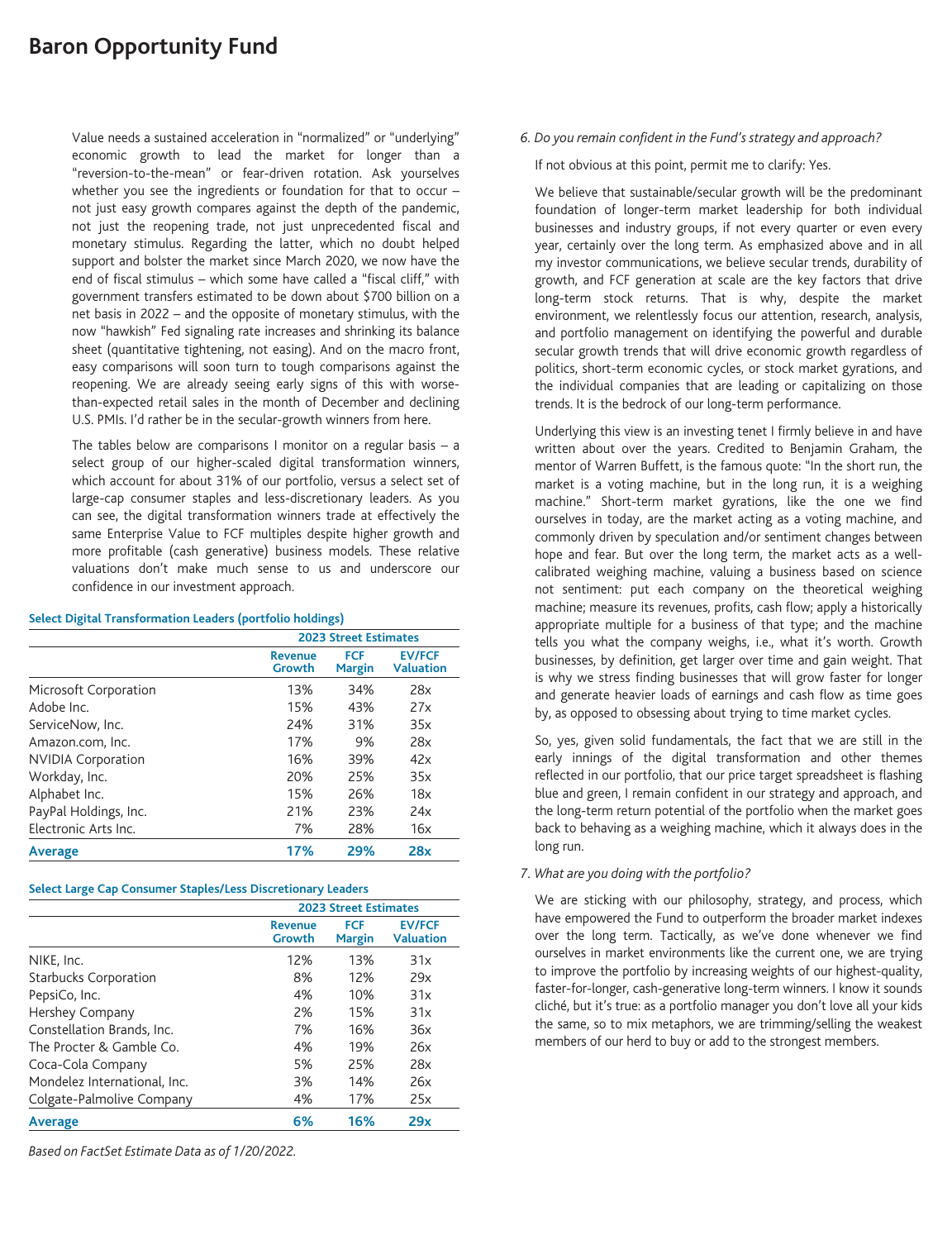Value needs a sustained acceleration in "normalized" or "underlying" economic growth to lead the market for longer than a "reversion-to-the-mean" or fear-driven rotation. Ask yourselves whether you see the ingredients or foundation for that to occur – not just easy growth compares against the depth of the pandemic, not just the reopening trade, not just unprecedented fiscal and monetary stimulus. Regarding the latter, which no doubt helped support and bolster the market since March 2020, we now have the end of fiscal stimulus – which some have called a "fiscal cliff," with government transfers estimated to be down about $700 billion on a net basis in 2022 – and the opposite of monetary stimulus, with the now "hawkish" Fed signaling rate increases and shrinking its balance sheet (quantitative tightening, not easing). And on the macro front, easy comparisons will soon turn to tough comparisons against the reopening. We are already seeing early signs of this with worse-than-expected retail sales in the month of December and declining U.S. PMIs. I'd rather be in the secular-growth winners from here.

The tables below are comparisons I monitor on a regular basis – a select group of our higher-scaled digital transformation winners, which account for about 31% of our portfolio, versus a select set of large-cap consumer staples and less-discretionary leaders. As you can see, the digital transformation winners trade at effectively the same Enterprise Value to FCF multiples despite higher growth and more profitable (cash generative) business models. These relative valuations don't make much sense to us and underscore our confidence in our investment approach.

**Select Digital Transformation Leaders (portfolio holdings)**

| | 2023 Street Estimates | | |
|---|---|---|---|
| | Revenue Growth | FCF Margin | EV/FCF Valuation |
| Microsoft Corporation | 13% | 34% | 28x |
| Adobe Inc. | 15% | 43% | 27x |
| ServiceNow, Inc. | 24% | 31% | 35x |
| Amazon.com, Inc. | 17% | 9% | 28x |
| NVIDIA Corporation | 16% | 39% | 42x |
| Workday, Inc. | 20% | 25% | 35x |
| Alphabet Inc. | 15% | 26% | 18x |
| PayPal Holdings, Inc. | 21% | 23% | 24x |
| Electronic Arts Inc. | 7% | 28% | 16x |
| **Average** | **17%** | **29%** | **28x** |

**Select Large Cap Consumer Staples/Less Discretionary Leaders**

| | 2023 Street Estimates | | |
|---|---|---|---|
| | Revenue Growth | FCF Margin | EV/FCF Valuation |
| NIKE, Inc. | 12% | 13% | 31x |
| Starbucks Corporation | 8% | 12% | 29x |
| PepsiCo, Inc. | 4% | 10% | 31x |
| Hershey Company | 2% | 15% | 31x |
| Constellation Brands, Inc. | 7% | 16% | 36x |
| The Procter & Gamble Co. | 4% | 19% | 26x |
| Coca-Cola Company | 5% | 25% | 28x |
| Mondelez International, Inc. | 3% | 14% | 26x |
| Colgate-Palmolive Company | 4% | 17% | 25x |
| **Average** | **6%** | **16%** | **29x** |

*Based on FactSet Estimate Data as of 1/20/2022.*

*6. Do you remain confident in the Fund's strategy and approach?*

If not obvious at this point, permit me to clarify: Yes.

We believe that sustainable/secular growth will be the predominant foundation of longer-term market leadership for both individual businesses and industry groups, if not every quarter or even every year, certainly over the long term. As emphasized above and in all my investor communications, we believe secular trends, durability of growth, and FCF generation at scale are the key factors that drive long-term stock returns. That is why, despite the market environment, we relentlessly focus our attention, research, analysis, and portfolio management on identifying the powerful and durable secular growth trends that will drive economic growth regardless of politics, short-term economic cycles, or stock market gyrations, and the individual companies that are leading or capitalizing on those trends. It is the bedrock of our long-term performance.

Underlying this view is an investing tenet I firmly believe in and have written about over the years. Credited to Benjamin Graham, the mentor of Warren Buffett, is the famous quote: "In the short run, the market is a voting machine, but in the long run, it is a weighing machine." Short-term market gyrations, like the one we find ourselves in today, are the market acting as a voting machine, and commonly driven by speculation and/or sentiment changes between hope and fear. But over the long term, the market acts as a well-calibrated weighing machine, valuing a business based on science not sentiment: put each company on the theoretical weighing machine; measure its revenues, profits, cash flow; apply a historically appropriate multiple for a business of that type; and the machine tells you what the company weighs, i.e., what it's worth. Growth businesses, by definition, get larger over time and gain weight. That is why we stress finding businesses that will grow faster for longer and generate heavier loads of earnings and cash flow as time goes by, as opposed to obsessing about trying to time market cycles.

So, yes, given solid fundamentals, the fact that we are still in the early innings of the digital transformation and other themes reflected in our portfolio, that our price target spreadsheet is flashing blue and green, I remain confident in our strategy and approach, and the long-term return potential of the portfolio when the market goes back to behaving as a weighing machine, which it always does in the long run.

*7. What are you doing with the portfolio?*

We are sticking with our philosophy, strategy, and process, which have empowered the Fund to outperform the broader market indexes over the long term. Tactically, as we've done whenever we find ourselves in market environments like the current one, we are trying to improve the portfolio by increasing weights of our highest-quality, faster-for-longer, cash-generative long-term winners. I know it sounds cliché, but it's true: as a portfolio manager you don't love all your kids the same, so to mix metaphors, we are trimming/selling the weakest members of our herd to buy or add to the strongest members.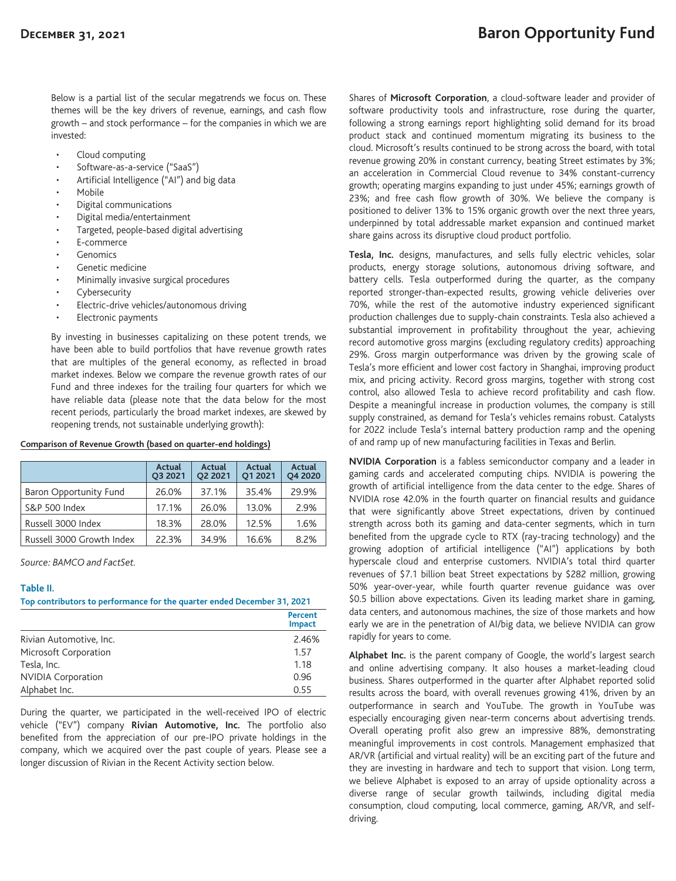Below is a partial list of the secular megatrends we focus on. These themes will be the key drivers of revenue, earnings, and cash flow growth – and stock performance – for the companies in which we are invested:

- Cloud computing
- Software-as-a-service ("SaaS")
- Artificial Intelligence ("AI") and big data
- Mobile
- Digital communications
- Digital media/entertainment
- Targeted, people-based digital advertising
- E-commerce
- Genomics
- Genetic medicine
- Minimally invasive surgical procedures
- Cybersecurity
- Electric-drive vehicles/autonomous driving
- Electronic payments

By investing in businesses capitalizing on these potent trends, we have been able to build portfolios that have revenue growth rates that are multiples of the general economy, as reflected in broad market indexes. Below we compare the revenue growth rates of our Fund and three indexes for the trailing four quarters for which we have reliable data (please note that the data below for the most recent periods, particularly the broad market indexes, are skewed by reopening trends, not sustainable underlying growth):

**Comparison of Revenue Growth (based on quarter-end holdings)**

| | Actual Q3 2021 | Actual Q2 2021 | Actual Q1 2021 | Actual Q4 2020 |
|---|---|---|---|---|
| Baron Opportunity Fund | 26.0% | 37.1% | 35.4% | 29.9% |
| S&P 500 Index | 17.1% | 26.0% | 13.0% | 2.9% |
| Russell 3000 Index | 18.3% | 28.0% | 12.5% | 1.6% |
| Russell 3000 Growth Index | 22.3% | 34.9% | 16.6% | 8.2% |

*Source: BAMCO and FactSet.*

**Table II.**

**Top contributors to performance for the quarter ended December 31, 2021**

| | Percent Impact |
|---|---|
| Rivian Automotive, Inc. | 2.46% |
| Microsoft Corporation | 1.57 |
| Tesla, Inc. | 1.18 |
| NVIDIA Corporation | 0.96 |
| Alphabet Inc. | 0.55 |

During the quarter, we participated in the well-received IPO of electric vehicle ("EV") company **Rivian Automotive, Inc.** The portfolio also benefited from the appreciation of our pre-IPO private holdings in the company, which we acquired over the past couple of years. Please see a longer discussion of Rivian in the Recent Activity section below.

Shares of **Microsoft Corporation**, a cloud-software leader and provider of software productivity tools and infrastructure, rose during the quarter, following a strong earnings report highlighting solid demand for its broad product stack and continued momentum migrating its business to the cloud. Microsoft's results continued to be strong across the board, with total revenue growing 20% in constant currency, beating Street estimates by 3%; an acceleration in Commercial Cloud revenue to 34% constant-currency growth; operating margins expanding to just under 45%; earnings growth of 23%; and free cash flow growth of 30%. We believe the company is positioned to deliver 13% to 15% organic growth over the next three years, underpinned by total addressable market expansion and continued market share gains across its disruptive cloud product portfolio.

**Tesla, Inc.** designs, manufactures, and sells fully electric vehicles, solar products, energy storage solutions, autonomous driving software, and battery cells. Tesla outperformed during the quarter, as the company reported stronger-than-expected results, growing vehicle deliveries over 70%, while the rest of the automotive industry experienced significant production challenges due to supply-chain constraints. Tesla also achieved a substantial improvement in profitability throughout the year, achieving record automotive gross margins (excluding regulatory credits) approaching 29%. Gross margin outperformance was driven by the growing scale of Tesla's more efficient and lower cost factory in Shanghai, improving product mix, and pricing activity. Record gross margins, together with strong cost control, also allowed Tesla to achieve record profitability and cash flow. Despite a meaningful increase in production volumes, the company is still supply constrained, as demand for Tesla's vehicles remains robust. Catalysts for 2022 include Tesla's internal battery production ramp and the opening of and ramp up of new manufacturing facilities in Texas and Berlin.

**NVIDIA Corporation** is a fabless semiconductor company and a leader in gaming cards and accelerated computing chips. NVIDIA is powering the growth of artificial intelligence from the data center to the edge. Shares of NVIDIA rose 42.0% in the fourth quarter on financial results and guidance that were significantly above Street expectations, driven by continued strength across both its gaming and data-center segments, which in turn benefited from the upgrade cycle to RTX (ray-tracing technology) and the growing adoption of artificial intelligence ("AI") applications by both hyperscale cloud and enterprise customers. NVIDIA's total third quarter revenues of $7.1 billion beat Street expectations by $282 million, growing 50% year-over-year, while fourth quarter revenue guidance was over $0.5 billion above expectations. Given its leading market share in gaming, data centers, and autonomous machines, the size of those markets and how early we are in the penetration of AI/big data, we believe NVIDIA can grow rapidly for years to come.

**Alphabet Inc.** is the parent company of Google, the world's largest search and online advertising company. It also houses a market-leading cloud business. Shares outperformed in the quarter after Alphabet reported solid results across the board, with overall revenues growing 41%, driven by an outperformance in search and YouTube. The growth in YouTube was especially encouraging given near-term concerns about advertising trends. Overall operating profit also grew an impressive 88%, demonstrating meaningful improvements in cost controls. Management emphasized that AR/VR (artificial and virtual reality) will be an exciting part of the future and they are investing in hardware and tech to support that vision. Long term, we believe Alphabet is exposed to an array of upside optionality across a diverse range of secular growth tailwinds, including digital media consumption, cloud computing, local commerce, gaming, AR/VR, and self-driving.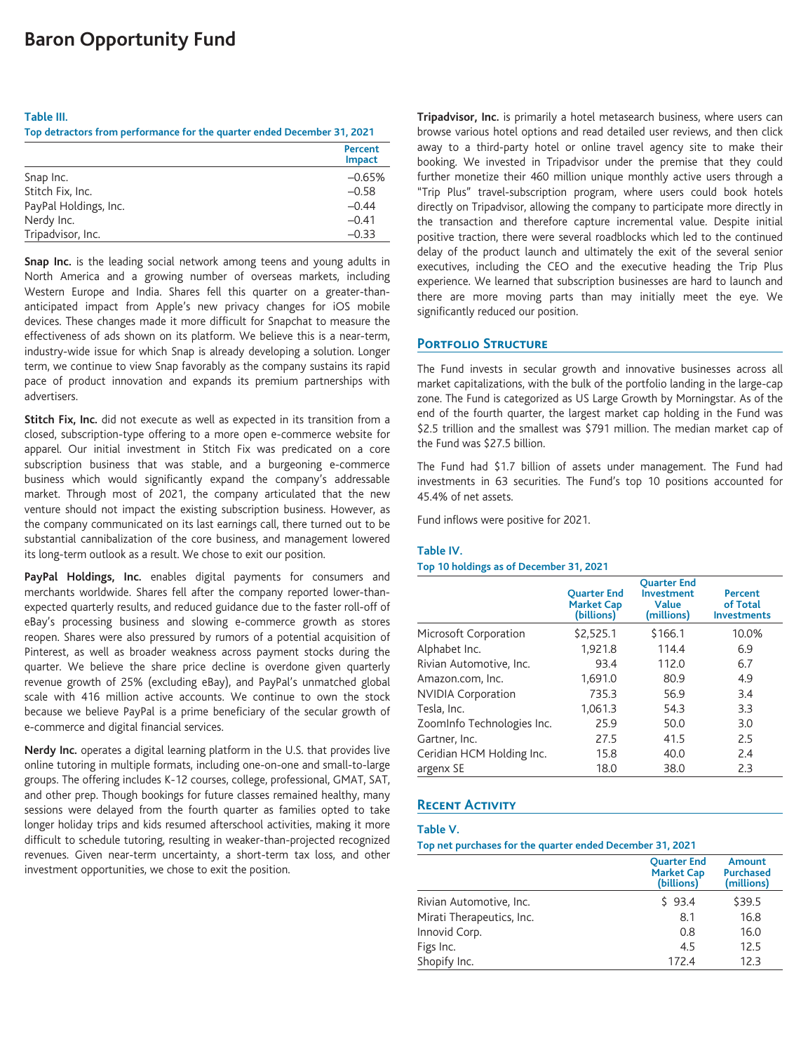# Baron Opportunity Fund

**Table III.**

**Top detractors from performance for the quarter ended December 31, 2021**

| | Percent Impact |
|---|---|
| Snap Inc. | –0.65% |
| Stitch Fix, Inc. | –0.58 |
| PayPal Holdings, Inc. | –0.44 |
| Nerdy Inc. | –0.41 |
| Tripadvisor, Inc. | –0.33 |

**Snap Inc.** is the leading social network among teens and young adults in North America and a growing number of overseas markets, including Western Europe and India. Shares fell this quarter on a greater-than-anticipated impact from Apple's new privacy changes for iOS mobile devices. These changes made it more difficult for Snapchat to measure the effectiveness of ads shown on its platform. We believe this is a near-term, industry-wide issue for which Snap is already developing a solution. Longer term, we continue to view Snap favorably as the company sustains its rapid pace of product innovation and expands its premium partnerships with advertisers.

**Stitch Fix, Inc.** did not execute as well as expected in its transition from a closed, subscription-type offering to a more open e-commerce website for apparel. Our initial investment in Stitch Fix was predicated on a core subscription business that was stable, and a burgeoning e-commerce business which would significantly expand the company's addressable market. Through most of 2021, the company articulated that the new venture should not impact the existing subscription business. However, as the company communicated on its last earnings call, there turned out to be substantial cannibalization of the core business, and management lowered its long-term outlook as a result. We chose to exit our position.

**PayPal Holdings, Inc.** enables digital payments for consumers and merchants worldwide. Shares fell after the company reported lower-than-expected quarterly results, and reduced guidance due to the faster roll-off of eBay's processing business and slowing e-commerce growth as stores reopen. Shares were also pressured by rumors of a potential acquisition of Pinterest, as well as broader weakness across payment stocks during the quarter. We believe the share price decline is overdone given quarterly revenue growth of 25% (excluding eBay), and PayPal's unmatched global scale with 416 million active accounts. We continue to own the stock because we believe PayPal is a prime beneficiary of the secular growth of e-commerce and digital financial services.

**Nerdy Inc.** operates a digital learning platform in the U.S. that provides live online tutoring in multiple formats, including one-on-one and small-to-large groups. The offering includes K-12 courses, college, professional, GMAT, SAT, and other prep. Though bookings for future classes remained healthy, many sessions were delayed from the fourth quarter as families opted to take longer holiday trips and kids resumed afterschool activities, making it more difficult to schedule tutoring, resulting in weaker-than-projected recognized revenues. Given near-term uncertainty, a short-term tax loss, and other investment opportunities, we chose to exit the position.

**Tripadvisor, Inc.** is primarily a hotel metasearch business, where users can browse various hotel options and read detailed user reviews, and then click away to a third-party hotel or online travel agency site to make their booking. We invested in Tripadvisor under the premise that they could further monetize their 460 million unique monthly active users through a "Trip Plus" travel-subscription program, where users could book hotels directly on Tripadvisor, allowing the company to participate more directly in the transaction and therefore capture incremental value. Despite initial positive traction, there were several roadblocks which led to the continued delay of the product launch and ultimately the exit of the several senior executives, including the CEO and the executive heading the Trip Plus experience. We learned that subscription businesses are hard to launch and there are more moving parts than may initially meet the eye. We significantly reduced our position.

## Portfolio Structure

The Fund invests in secular growth and innovative businesses across all market capitalizations, with the bulk of the portfolio landing in the large-cap zone. The Fund is categorized as US Large Growth by Morningstar. As of the end of the fourth quarter, the largest market cap holding in the Fund was $2.5 trillion and the smallest was $791 million. The median market cap of the Fund was $27.5 billion.

The Fund had $1.7 billion of assets under management. The Fund had investments in 63 securities. The Fund's top 10 positions accounted for 45.4% of net assets.

Fund inflows were positive for 2021.

**Table IV.**

**Top 10 holdings as of December 31, 2021**

| | Quarter End Market Cap (billions) | Quarter End Investment Value (millions) | Percent of Total Investments |
|---|---|---|---|
| Microsoft Corporation | $2,525.1 | $166.1 | 10.0% |
| Alphabet Inc. | 1,921.8 | 114.4 | 6.9 |
| Rivian Automotive, Inc. | 93.4 | 112.0 | 6.7 |
| Amazon.com, Inc. | 1,691.0 | 80.9 | 4.9 |
| NVIDIA Corporation | 735.3 | 56.9 | 3.4 |
| Tesla, Inc. | 1,061.3 | 54.3 | 3.3 |
| ZoomInfo Technologies Inc. | 25.9 | 50.0 | 3.0 |
| Gartner, Inc. | 27.5 | 41.5 | 2.5 |
| Ceridian HCM Holding Inc. | 15.8 | 40.0 | 2.4 |
| argenx SE | 18.0 | 38.0 | 2.3 |

## Recent Activity

**Table V.**

**Top net purchases for the quarter ended December 31, 2021**

| | Quarter End Market Cap (billions) | Amount Purchased (millions) |
|---|---|---|
| Rivian Automotive, Inc. | $ 93.4 | $39.5 |
| Mirati Therapeutics, Inc. | 8.1 | 16.8 |
| Innovid Corp. | 0.8 | 16.0 |
| Figs Inc. | 4.5 | 12.5 |
| Shopify Inc. | 172.4 | 12.3 |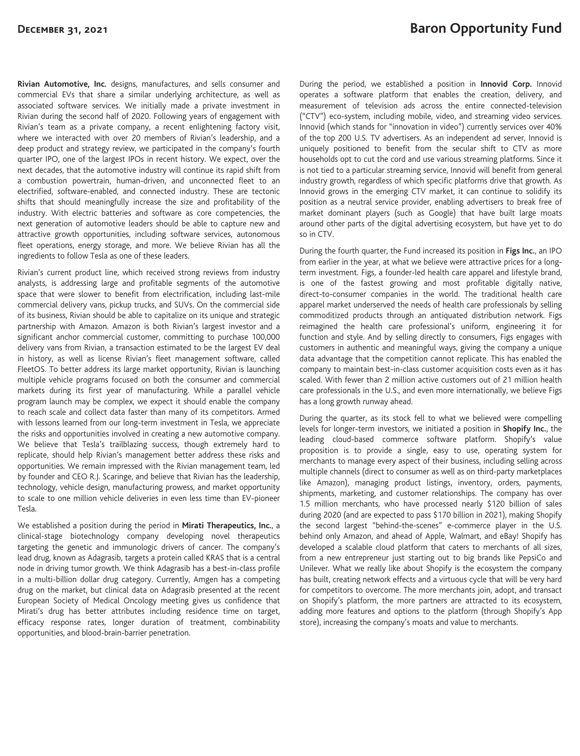**Rivian Automotive, Inc.** designs, manufactures, and sells consumer and commercial EVs that share a similar underlying architecture, as well as associated software services. We initially made a private investment in Rivian during the second half of 2020. Following years of engagement with Rivian's team as a private company, a recent enlightening factory visit, where we interacted with over 20 members of Rivian's leadership, and a deep product and strategy review, we participated in the company's fourth quarter IPO, one of the largest IPOs in recent history. We expect, over the next decades, that the automotive industry will continue its rapid shift from a combustion powertrain, human-driven, and unconnected fleet to an electrified, software-enabled, and connected industry. These are tectonic shifts that should meaningfully increase the size and profitability of the industry. With electric batteries and software as core competencies, the next generation of automotive leaders should be able to capture new and attractive growth opportunities, including software services, autonomous fleet operations, energy storage, and more. We believe Rivian has all the ingredients to follow Tesla as one of these leaders.

Rivian's current product line, which received strong reviews from industry analysts, is addressing large and profitable segments of the automotive space that were slower to benefit from electrification, including last-mile commercial delivery vans, pickup trucks, and SUVs. On the commercial side of its business, Rivian should be able to capitalize on its unique and strategic partnership with Amazon. Amazon is both Rivian's largest investor and a significant anchor commercial customer, committing to purchase 100,000 delivery vans from Rivian, a transaction estimated to be the largest EV deal in history, as well as license Rivian's fleet management software, called FleetOS. To better address its large market opportunity, Rivian is launching multiple vehicle programs focused on both the consumer and commercial markets during its first year of manufacturing. While a parallel vehicle program launch may be complex, we expect it should enable the company to reach scale and collect data faster than many of its competitors. Armed with lessons learned from our long-term investment in Tesla, we appreciate the risks and opportunities involved in creating a new automotive company. We believe that Tesla's trailblazing success, though extremely hard to replicate, should help Rivian's management better address these risks and opportunities. We remain impressed with the Rivian management team, led by founder and CEO R.J. Scaringe, and believe that Rivian has the leadership, technology, vehicle design, manufacturing prowess, and market opportunity to scale to one million vehicle deliveries in even less time than EV-pioneer Tesla.

We established a position during the period in **Mirati Therapeutics, Inc.**, a clinical-stage biotechnology company developing novel therapeutics targeting the genetic and immunologic drivers of cancer. The company's lead drug, known as Adagrasib, targets a protein called KRAS that is a central node in driving tumor growth. We think Adagrasib has a best-in-class profile in a multi-billion dollar drug category. Currently, Amgen has a competing drug on the market, but clinical data on Adagrasib presented at the recent European Society of Medical Oncology meeting gives us confidence that Mirati's drug has better attributes including residence time on target, efficacy response rates, longer duration of treatment, combinability opportunities, and blood-brain-barrier penetration.

During the period, we established a position in **Innovid Corp.** Innovid operates a software platform that enables the creation, delivery, and measurement of television ads across the entire connected-television ("CTV") eco-system, including mobile, video, and streaming video services. Innovid (which stands for "innovation in video") currently services over 40% of the top 200 U.S. TV advertisers. As an independent ad server, Innovid is uniquely positioned to benefit from the secular shift to CTV as more households opt to cut the cord and use various streaming platforms. Since it is not tied to a particular streaming service, Innovid will benefit from general industry growth, regardless of which specific platforms drive that growth. As Innovid grows in the emerging CTV market, it can continue to solidify its position as a neutral service provider, enabling advertisers to break free of market dominant players (such as Google) that have built large moats around other parts of the digital advertising ecosystem, but have yet to do so in CTV.

During the fourth quarter, the Fund increased its position in **Figs Inc.**, an IPO from earlier in the year, at what we believe were attractive prices for a long-term investment. Figs, a founder-led health care apparel and lifestyle brand, is one of the fastest growing and most profitable digitally native, direct-to-consumer companies in the world. The traditional health care apparel market underserved the needs of health care professionals by selling commoditized products through an antiquated distribution network. Figs reimagined the health care professional's uniform, engineering it for function and style. And by selling directly to consumers, Figs engages with customers in authentic and meaningful ways, giving the company a unique data advantage that the competition cannot replicate. This has enabled the company to maintain best-in-class customer acquisition costs even as it has scaled. With fewer than 2 million active customers out of 21 million health care professionals in the U.S., and even more internationally, we believe Figs has a long growth runway ahead.

During the quarter, as its stock fell to what we believed were compelling levels for longer-term investors, we initiated a position in **Shopify Inc.**, the leading cloud-based commerce software platform. Shopify's value proposition is to provide a single, easy to use, operating system for merchants to manage every aspect of their business, including selling across multiple channels (direct to consumer as well as on third-party marketplaces like Amazon), managing product listings, inventory, orders, payments, shipments, marketing, and customer relationships. The company has over 1.5 million merchants, who have processed nearly $120 billion of sales during 2020 (and are expected to pass $170 billion in 2021), making Shopify the second largest "behind-the-scenes" e-commerce player in the U.S. behind only Amazon, and ahead of Apple, Walmart, and eBay! Shopify has developed a scalable cloud platform that caters to merchants of all sizes, from a new entrepreneur just starting out to big brands like PepsiCo and Unilever. What we really like about Shopify is the ecosystem the company has built, creating network effects and a virtuous cycle that will be very hard for competitors to overcome. The more merchants join, adopt, and transact on Shopify's platform, the more partners are attracted to its ecosystem, adding more features and options to the platform (through Shopify's App store), increasing the company's moats and value to merchants.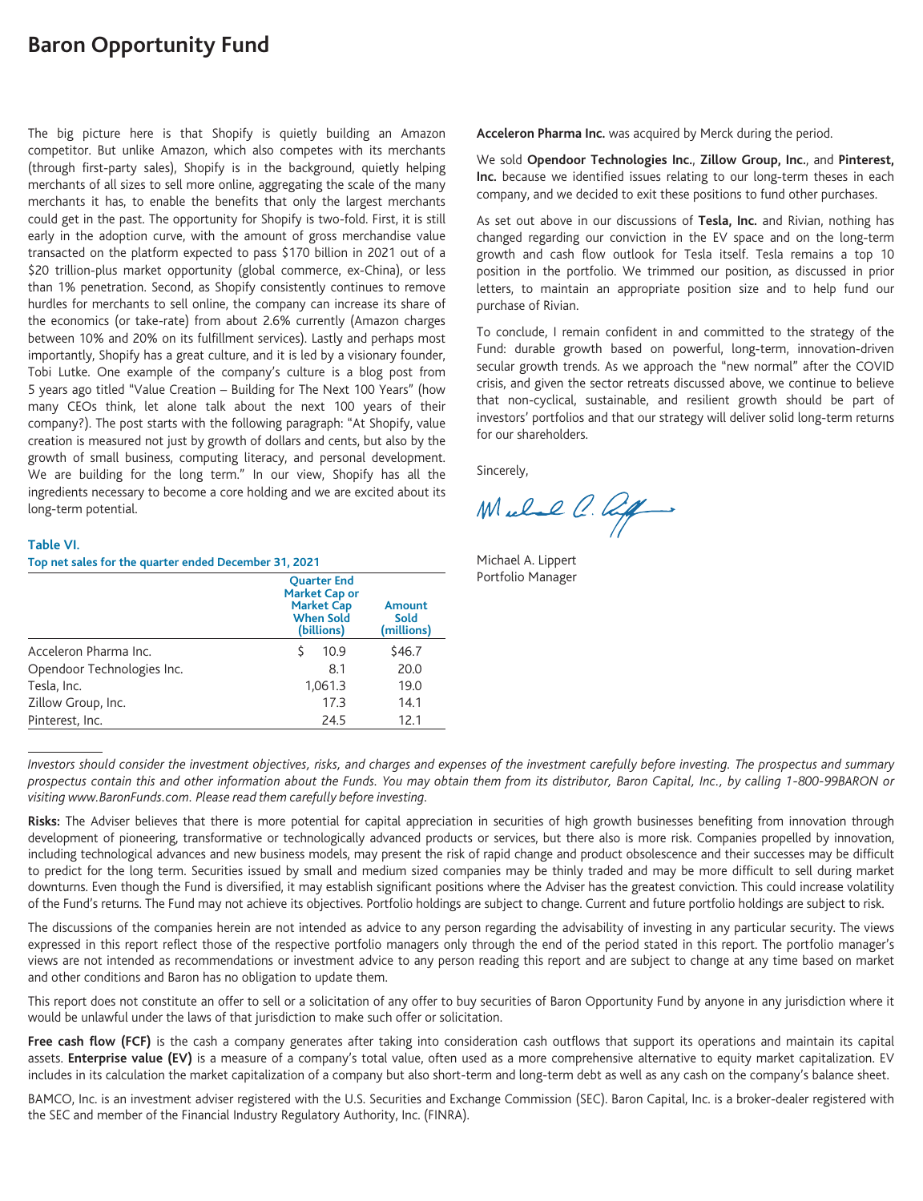# Baron Opportunity Fund

The big picture here is that Shopify is quietly building an Amazon competitor. But unlike Amazon, which also competes with its merchants (through first-party sales), Shopify is in the background, quietly helping merchants of all sizes to sell more online, aggregating the scale of the many merchants it has, to enable the benefits that only the largest merchants could get in the past. The opportunity for Shopify is two-fold. First, it is still early in the adoption curve, with the amount of gross merchandise value transacted on the platform expected to pass $170 billion in 2021 out of a $20 trillion-plus market opportunity (global commerce, ex-China), or less than 1% penetration. Second, as Shopify consistently continues to remove hurdles for merchants to sell online, the company can increase its share of the economics (or take-rate) from about 2.6% currently (Amazon charges between 10% and 20% on its fulfillment services). Lastly and perhaps most importantly, Shopify has a great culture, and it is led by a visionary founder, Tobi Lutke. One example of the company's culture is a blog post from 5 years ago titled "Value Creation – Building for The Next 100 Years" (how many CEOs think, let alone talk about the next 100 years of their company?). The post starts with the following paragraph: "At Shopify, value creation is measured not just by growth of dollars and cents, but also by the growth of small business, computing literacy, and personal development. We are building for the long term." In our view, Shopify has all the ingredients necessary to become a core holding and we are excited about its long-term potential.

**Table VI.**
**Top net sales for the quarter ended December 31, 2021**

| | Quarter End Market Cap or Market Cap When Sold (billions) | Amount Sold (millions) |
|---|---|---|
| Acceleron Pharma Inc. | $ 10.9 | $46.7 |
| Opendoor Technologies Inc. | 8.1 | 20.0 |
| Tesla, Inc. | 1,061.3 | 19.0 |
| Zillow Group, Inc. | 17.3 | 14.1 |
| Pinterest, Inc. | 24.5 | 12.1 |

**Acceleron Pharma Inc.** was acquired by Merck during the period.

We sold **Opendoor Technologies Inc.**, **Zillow Group, Inc.**, and **Pinterest, Inc.** because we identified issues relating to our long-term theses in each company, and we decided to exit these positions to fund other purchases.

As set out above in our discussions of **Tesla, Inc.** and Rivian, nothing has changed regarding our conviction in the EV space and on the long-term growth and cash flow outlook for Tesla itself. Tesla remains a top 10 position in the portfolio. We trimmed our position, as discussed in prior letters, to maintain an appropriate position size and to help fund our purchase of Rivian.

To conclude, I remain confident in and committed to the strategy of the Fund: durable growth based on powerful, long-term, innovation-driven secular growth trends. As we approach the "new normal" after the COVID crisis, and given the sector retreats discussed above, we continue to believe that non-cyclical, sustainable, and resilient growth should be part of investors' portfolios and that our strategy will deliver solid long-term returns for our shareholders.

Sincerely,

Michael A. Lippert
Portfolio Manager

*Investors should consider the investment objectives, risks, and charges and expenses of the investment carefully before investing. The prospectus and summary prospectus contain this and other information about the Funds. You may obtain them from its distributor, Baron Capital, Inc., by calling 1-800-99BARON or visiting www.BaronFunds.com. Please read them carefully before investing.*

**Risks:** The Adviser believes that there is more potential for capital appreciation in securities of high growth businesses benefiting from innovation through development of pioneering, transformative or technologically advanced products or services, but there also is more risk. Companies propelled by innovation, including technological advances and new business models, may present the risk of rapid change and product obsolescence and their successes may be difficult to predict for the long term. Securities issued by small and medium sized companies may be thinly traded and may be more difficult to sell during market downturns. Even though the Fund is diversified, it may establish significant positions where the Adviser has the greatest conviction. This could increase volatility of the Fund's returns. The Fund may not achieve its objectives. Portfolio holdings are subject to change. Current and future portfolio holdings are subject to risk.

The discussions of the companies herein are not intended as advice to any person regarding the advisability of investing in any particular security. The views expressed in this report reflect those of the respective portfolio managers only through the end of the period stated in this report. The portfolio manager's views are not intended as recommendations or investment advice to any person reading this report and are subject to change at any time based on market and other conditions and Baron has no obligation to update them.

This report does not constitute an offer to sell or a solicitation of any offer to buy securities of Baron Opportunity Fund by anyone in any jurisdiction where it would be unlawful under the laws of that jurisdiction to make such offer or solicitation.

**Free cash flow (FCF)** is the cash a company generates after taking into consideration cash outflows that support its operations and maintain its capital assets. **Enterprise value (EV)** is a measure of a company's total value, often used as a more comprehensive alternative to equity market capitalization. EV includes in its calculation the market capitalization of a company but also short-term and long-term debt as well as any cash on the company's balance sheet.

BAMCO, Inc. is an investment adviser registered with the U.S. Securities and Exchange Commission (SEC). Baron Capital, Inc. is a broker-dealer registered with the SEC and member of the Financial Industry Regulatory Authority, Inc. (FINRA).